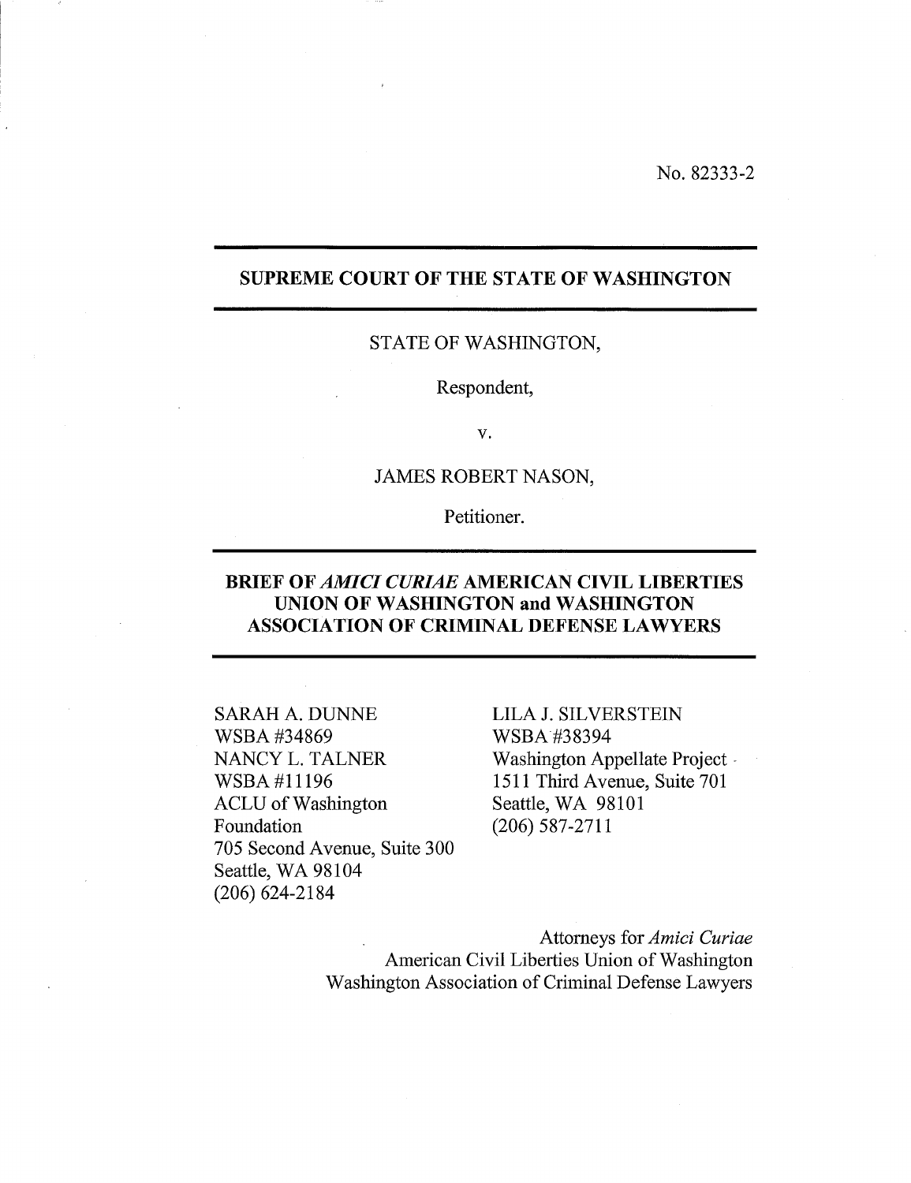No. 82333-2

---

**SUPREME COURT OF THE STATE OF WASHINGTON**

---

STATE OF WASHINGTON,

Respondent,

v.

JAMES ROBERT NASON,

Petitioner.

---

**BRIEF OF *AMICI CURIAE* AMERICAN CIVIL LIBERTIES UNION OF WASHINGTON and WASHINGTON ASSOCIATION OF CRIMINAL DEFENSE LAWYERS**

---

SARAH A. DUNNE
WSBA #34869
NANCY L. TALNER
WSBA #11196
ACLU of Washington Foundation
705 Second Avenue, Suite 300
Seattle, WA 98104
(206) 624-2184

LILA J. SILVERSTEIN
WSBA #38394
Washington Appellate Project
1511 Third Avenue, Suite 701
Seattle, WA 98101
(206) 587-2711

Attorneys for *Amici Curiae*
American Civil Liberties Union of Washington
Washington Association of Criminal Defense Lawyers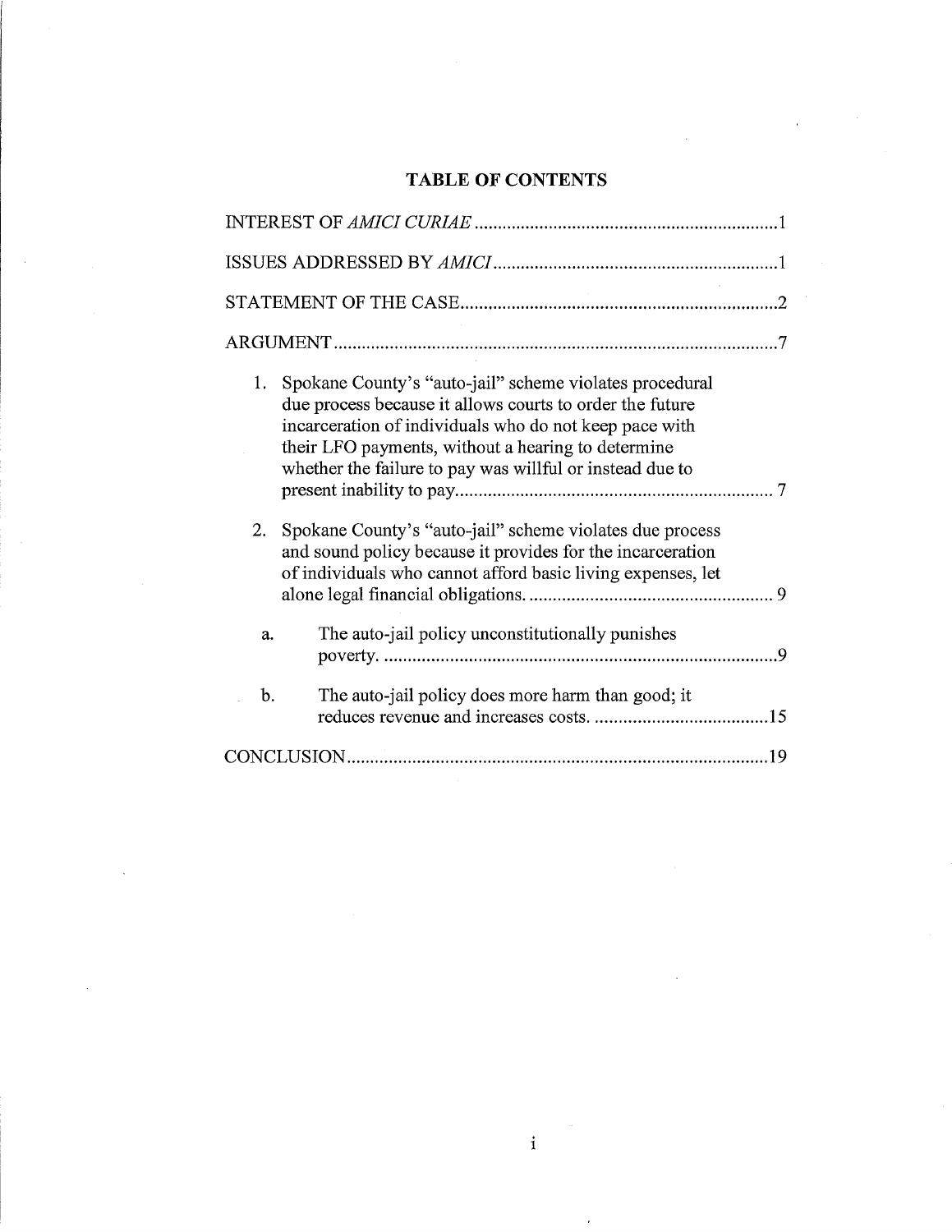# TABLE OF CONTENTS

INTEREST OF *AMICI CURIAE* .................................................................1

ISSUES ADDRESSED BY *AMICI* .............................................................1

STATEMENT OF THE CASE ....................................................................2

ARGUMENT ...............................................................................................7

1. Spokane County's "auto-jail" scheme violates procedural due process because it allows courts to order the future incarceration of individuals who do not keep pace with their LFO payments, without a hearing to determine whether the failure to pay was willful or instead due to present inability to pay .................................................................... 7

2. Spokane County's "auto-jail" scheme violates due process and sound policy because it provides for the incarceration of individuals who cannot afford basic living expenses, let alone legal financial obligations. ..................................................... 9

   a. The auto-jail policy unconstitutionally punishes poverty. ..................................................................................9

   b. The auto-jail policy does more harm than good; it reduces revenue and increases costs. .....................................15

CONCLUSION ..........................................................................................19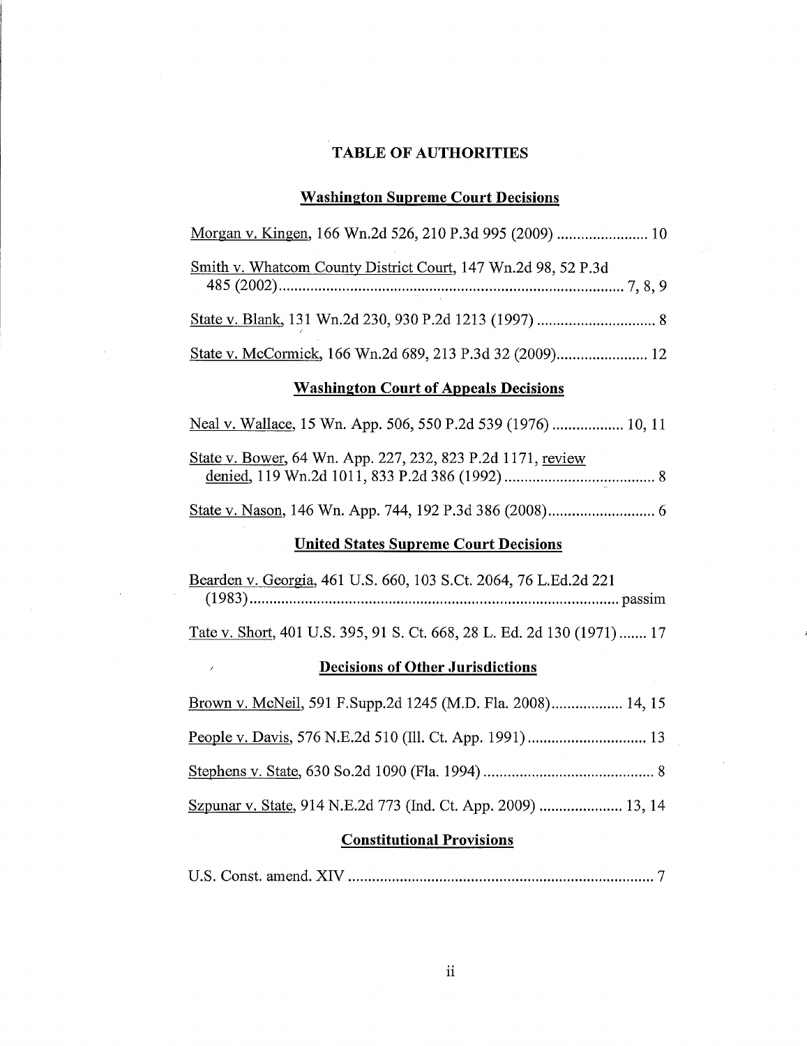# TABLE OF AUTHORITIES

## Washington Supreme Court Decisions

Morgan v. Kingen, 166 Wn.2d 526, 210 P.3d 995 (2009) ........................ 10

Smith v. Whatcom County District Court, 147 Wn.2d 98, 52 P.3d 485 (2002) ........................................................................................ 7, 8, 9

State v. Blank, 131 Wn.2d 230, 930 P.2d 1213 (1997) .............................. 8

State v. McCormick, 166 Wn.2d 689, 213 P.3d 32 (2009)....................... 12

## Washington Court of Appeals Decisions

Neal v. Wallace, 15 Wn. App. 506, 550 P.2d 539 (1976) .................. 10, 11

State v. Bower, 64 Wn. App. 227, 232, 823 P.2d 1171, review denied, 119 Wn.2d 1011, 833 P.2d 386 (1992) ...................................... 8

State v. Nason, 146 Wn. App. 744, 192 P.3d 386 (2008)........................... 6

## United States Supreme Court Decisions

Bearden v. Georgia, 461 U.S. 660, 103 S.Ct. 2064, 76 L.Ed.2d 221 (1983)............................................................................................ passim

Tate v. Short, 401 U.S. 395, 91 S. Ct. 668, 28 L. Ed. 2d 130 (1971) ....... 17

## Decisions of Other Jurisdictions

Brown v. McNeil, 591 F.Supp.2d 1245 (M.D. Fla. 2008).................. 14, 15

People v. Davis, 576 N.E.2d 510 (Ill. Ct. App. 1991) .............................. 13

Stephens v. State, 630 So.2d 1090 (Fla. 1994) ........................................... 8

Szpunar v. State, 914 N.E.2d 773 (Ind. Ct. App. 2009) ..................... 13, 14

## Constitutional Provisions

U.S. Const. amend. XIV ............................................................................. 7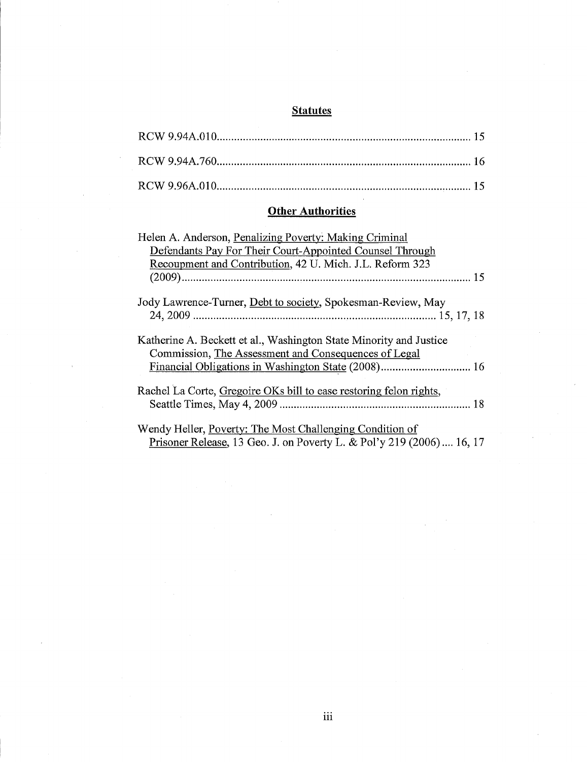## Statutes

RCW 9.94A.010 .................................................................................... 15

RCW 9.94A.760 .................................................................................... 16

RCW 9.96A.010 .................................................................................... 15

## Other Authorities

Helen A. Anderson, Penalizing Poverty: Making Criminal Defendants Pay For Their Court-Appointed Counsel Through Recoupment and Contribution, 42 U. Mich. J.L. Reform 323 (2009) .................................................................................... 15

Jody Lawrence-Turner, Debt to society, Spokesman-Review, May 24, 2009 .................................................................................... 15, 17, 18

Katherine A. Beckett et al., Washington State Minority and Justice Commission, The Assessment and Consequences of Legal Financial Obligations in Washington State (2008) ............................... 16

Rachel La Corte, Gregoire OKs bill to ease restoring felon rights, Seattle Times, May 4, 2009 .................................................................. 18

Wendy Heller, Poverty: The Most Challenging Condition of Prisoner Release, 13 Geo. J. on Poverty L. & Pol'y 219 (2006) .... 16, 17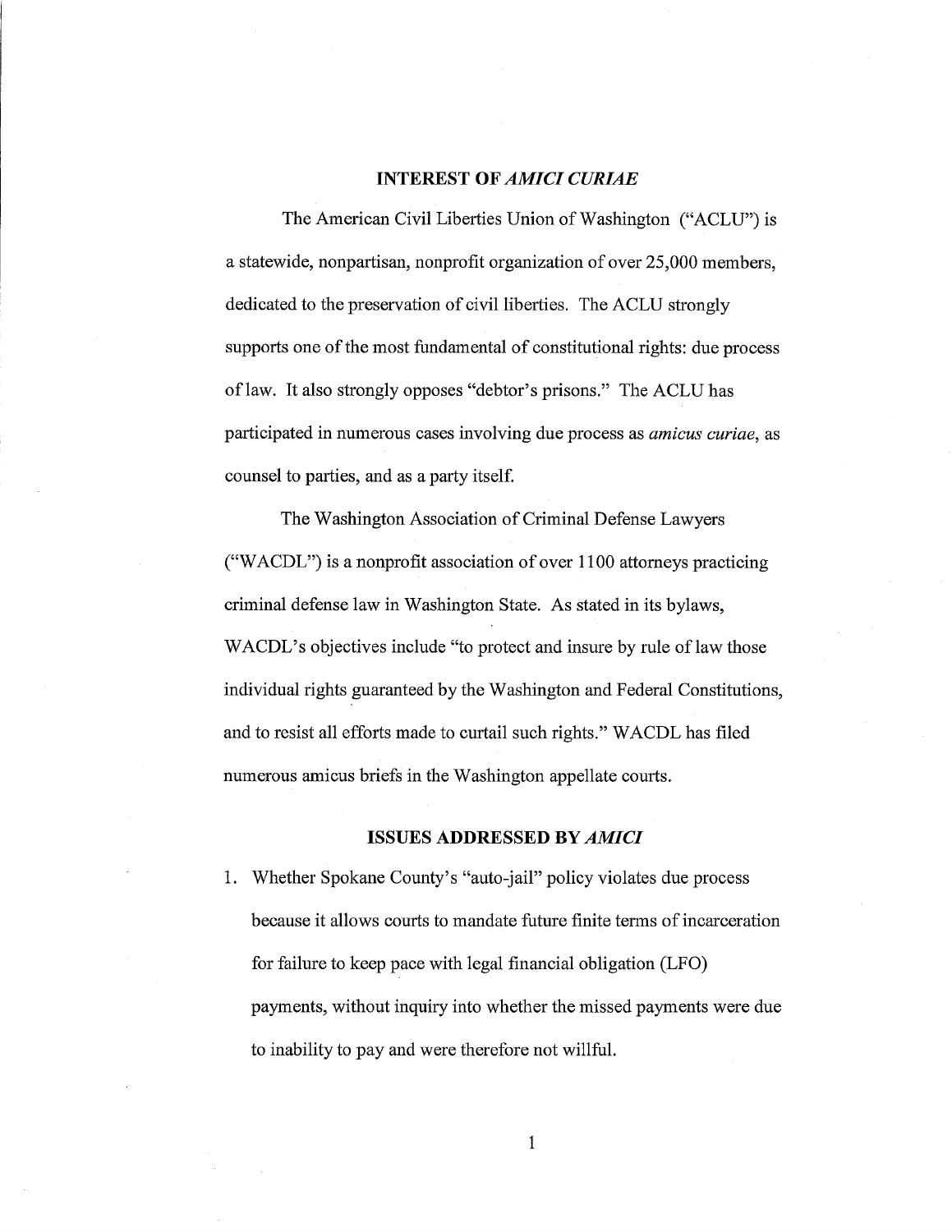## INTEREST OF *AMICI CURIAE*

The American Civil Liberties Union of Washington ("ACLU") is a statewide, nonpartisan, nonprofit organization of over 25,000 members, dedicated to the preservation of civil liberties. The ACLU strongly supports one of the most fundamental of constitutional rights: due process of law. It also strongly opposes "debtor's prisons." The ACLU has participated in numerous cases involving due process as *amicus curiae*, as counsel to parties, and as a party itself.

The Washington Association of Criminal Defense Lawyers ("WACDL") is a nonprofit association of over 1100 attorneys practicing criminal defense law in Washington State. As stated in its bylaws, WACDL's objectives include "to protect and insure by rule of law those individual rights guaranteed by the Washington and Federal Constitutions, and to resist all efforts made to curtail such rights." WACDL has filed numerous amicus briefs in the Washington appellate courts.

## ISSUES ADDRESSED BY *AMICI*

1. Whether Spokane County's "auto-jail" policy violates due process because it allows courts to mandate future finite terms of incarceration for failure to keep pace with legal financial obligation (LFO) payments, without inquiry into whether the missed payments were due to inability to pay and were therefore not willful.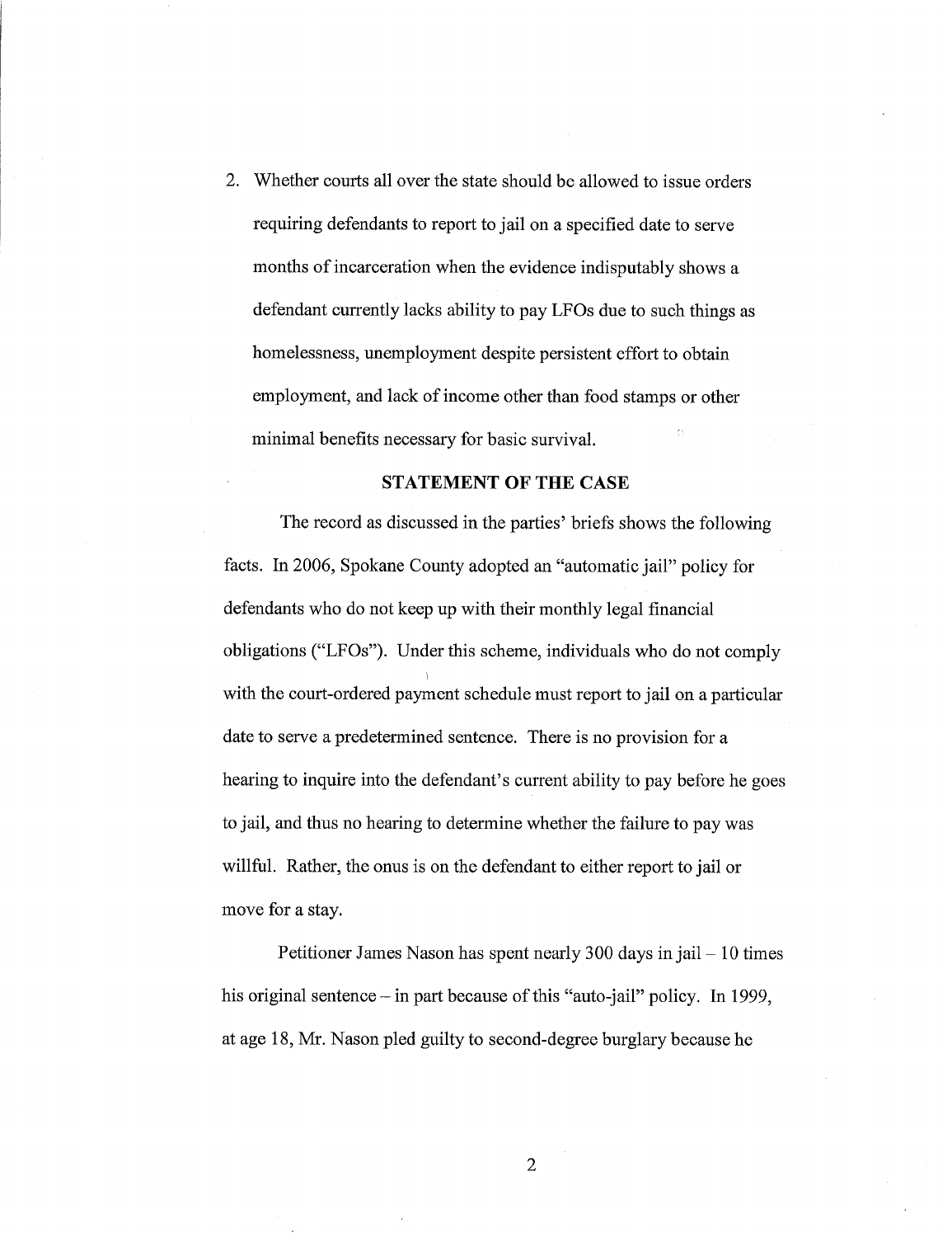2. Whether courts all over the state should be allowed to issue orders requiring defendants to report to jail on a specified date to serve months of incarceration when the evidence indisputably shows a defendant currently lacks ability to pay LFOs due to such things as homelessness, unemployment despite persistent effort to obtain employment, and lack of income other than food stamps or other minimal benefits necessary for basic survival.

## STATEMENT OF THE CASE

The record as discussed in the parties' briefs shows the following facts. In 2006, Spokane County adopted an "automatic jail" policy for defendants who do not keep up with their monthly legal financial obligations ("LFOs"). Under this scheme, individuals who do not comply with the court-ordered payment schedule must report to jail on a particular date to serve a predetermined sentence. There is no provision for a hearing to inquire into the defendant's current ability to pay before he goes to jail, and thus no hearing to determine whether the failure to pay was willful. Rather, the onus is on the defendant to either report to jail or move for a stay.

Petitioner James Nason has spent nearly 300 days in jail – 10 times his original sentence – in part because of this "auto-jail" policy. In 1999, at age 18, Mr. Nason pled guilty to second-degree burglary because he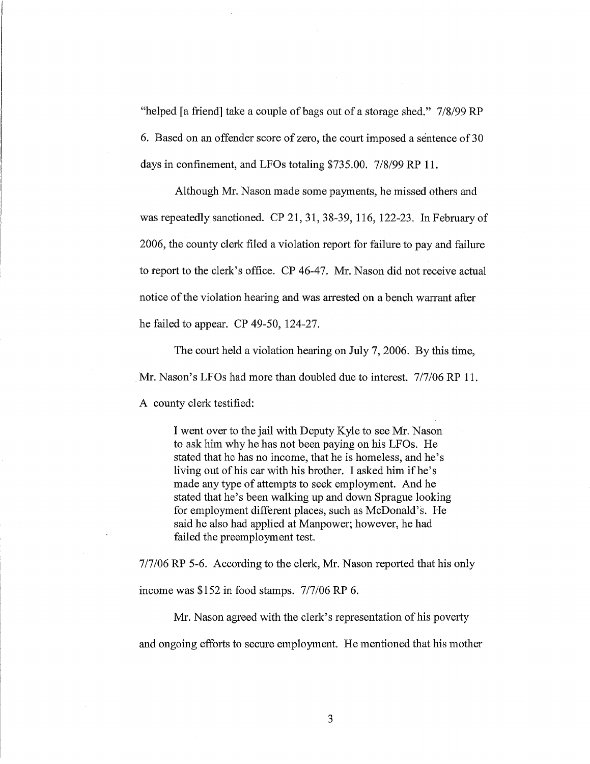"helped [a friend] take a couple of bags out of a storage shed." 7/8/99 RP 6. Based on an offender score of zero, the court imposed a sentence of 30 days in confinement, and LFOs totaling $735.00. 7/8/99 RP 11.

Although Mr. Nason made some payments, he missed others and was repeatedly sanctioned. CP 21, 31, 38-39, 116, 122-23. In February of 2006, the county clerk filed a violation report for failure to pay and failure to report to the clerk's office. CP 46-47. Mr. Nason did not receive actual notice of the violation hearing and was arrested on a bench warrant after he failed to appear. CP 49-50, 124-27.

The court held a violation hearing on July 7, 2006. By this time, Mr. Nason's LFOs had more than doubled due to interest. 7/7/06 RP 11. A county clerk testified:

> I went over to the jail with Deputy Kyle to see Mr. Nason to ask him why he has not been paying on his LFOs. He stated that he has no income, that he is homeless, and he's living out of his car with his brother. I asked him if he's made any type of attempts to seek employment. And he stated that he's been walking up and down Sprague looking for employment different places, such as McDonald's. He said he also had applied at Manpower; however, he had failed the preemployment test.

7/7/06 RP 5-6. According to the clerk, Mr. Nason reported that his only income was $152 in food stamps. 7/7/06 RP 6.

Mr. Nason agreed with the clerk's representation of his poverty and ongoing efforts to secure employment. He mentioned that his mother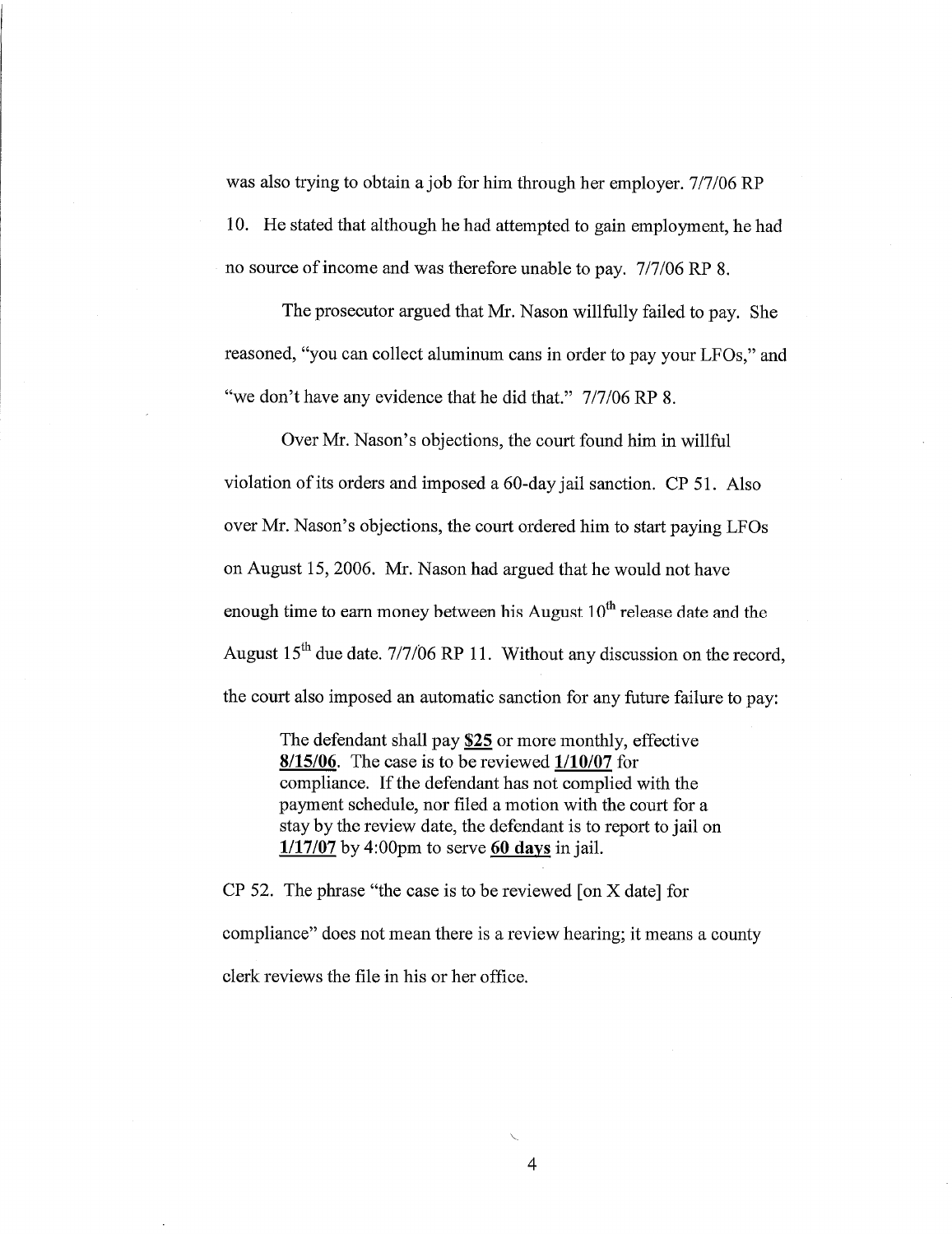was also trying to obtain a job for him through her employer. 7/7/06 RP 10. He stated that although he had attempted to gain employment, he had no source of income and was therefore unable to pay. 7/7/06 RP 8.

The prosecutor argued that Mr. Nason willfully failed to pay. She reasoned, "you can collect aluminum cans in order to pay your LFOs," and "we don't have any evidence that he did that." 7/7/06 RP 8.

Over Mr. Nason's objections, the court found him in willful violation of its orders and imposed a 60-day jail sanction. CP 51. Also over Mr. Nason's objections, the court ordered him to start paying LFOs on August 15, 2006. Mr. Nason had argued that he would not have enough time to earn money between his August 10th release date and the August 15th due date. 7/7/06 RP 11. Without any discussion on the record, the court also imposed an automatic sanction for any future failure to pay:

> The defendant shall pay **$25** or more monthly, effective **8/15/06**. The case is to be reviewed **1/10/07** for compliance. If the defendant has not complied with the payment schedule, nor filed a motion with the court for a stay by the review date, the defendant is to report to jail on **1/17/07** by 4:00pm to serve **60 days** in jail.

CP 52. The phrase "the case is to be reviewed [on X date] for compliance" does not mean there is a review hearing; it means a county clerk reviews the file in his or her office.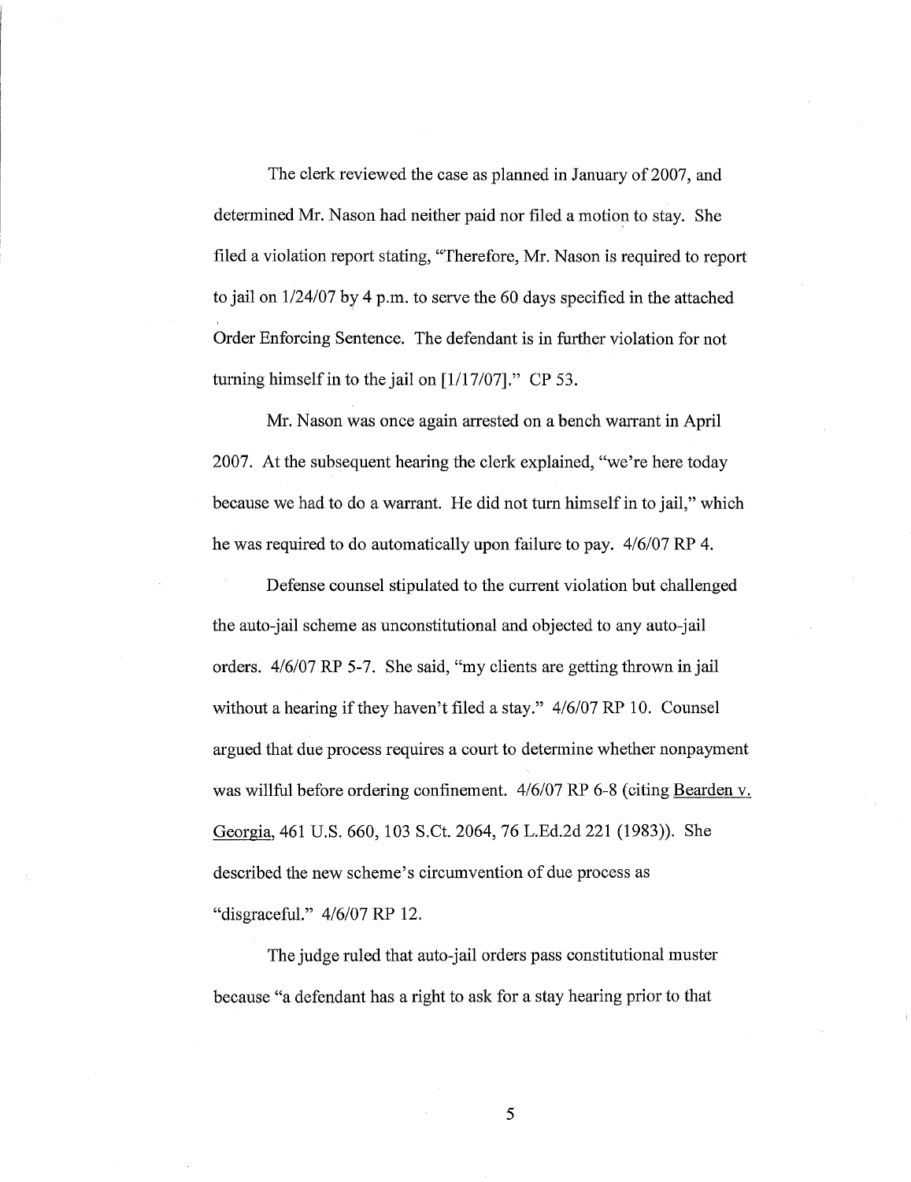The clerk reviewed the case as planned in January of 2007, and determined Mr. Nason had neither paid nor filed a motion to stay. She filed a violation report stating, "Therefore, Mr. Nason is required to report to jail on 1/24/07 by 4 p.m. to serve the 60 days specified in the attached Order Enforcing Sentence. The defendant is in further violation for not turning himself in to the jail on [1/17/07]." CP 53.

Mr. Nason was once again arrested on a bench warrant in April 2007. At the subsequent hearing the clerk explained, "we're here today because we had to do a warrant. He did not turn himself in to jail," which he was required to do automatically upon failure to pay. 4/6/07 RP 4.

Defense counsel stipulated to the current violation but challenged the auto-jail scheme as unconstitutional and objected to any auto-jail orders. 4/6/07 RP 5-7. She said, "my clients are getting thrown in jail without a hearing if they haven't filed a stay." 4/6/07 RP 10. Counsel argued that due process requires a court to determine whether nonpayment was willful before ordering confinement. 4/6/07 RP 6-8 (citing Bearden v. Georgia, 461 U.S. 660, 103 S.Ct. 2064, 76 L.Ed.2d 221 (1983)). She described the new scheme's circumvention of due process as "disgraceful." 4/6/07 RP 12.

The judge ruled that auto-jail orders pass constitutional muster because "a defendant has a right to ask for a stay hearing prior to that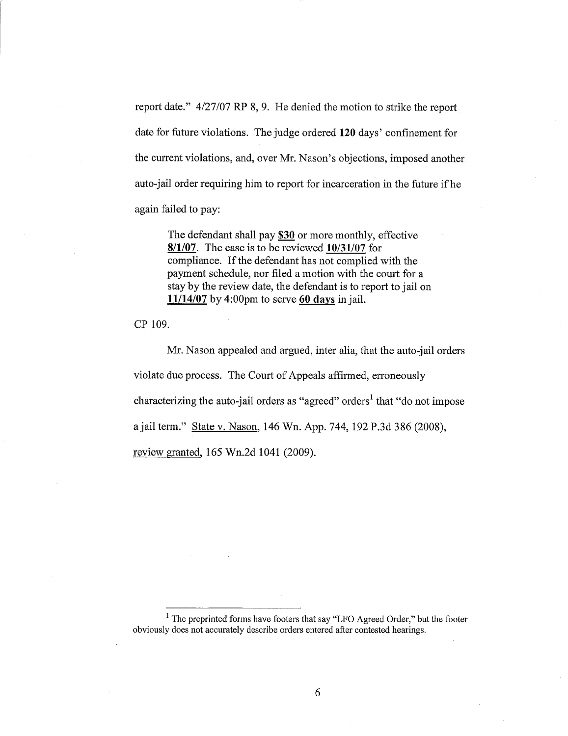report date." 4/27/07 RP 8, 9. He denied the motion to strike the report date for future violations. The judge ordered **120** days' confinement for the current violations, and, over Mr. Nason's objections, imposed another auto-jail order requiring him to report for incarceration in the future if he again failed to pay:

> The defendant shall pay **<u>$30</u>** or more monthly, effective **<u>8/1/07</u>**. The case is to be reviewed **<u>10/31/07</u>** for compliance. If the defendant has not complied with the payment schedule, nor filed a motion with the court for a stay by the review date, the defendant is to report to jail on **<u>11/14/07</u>** by 4:00pm to serve **<u>60 days</u>** in jail.

CP 109.

Mr. Nason appealed and argued, inter alia, that the auto-jail orders violate due process. The Court of Appeals affirmed, erroneously characterizing the auto-jail orders as "agreed" orders[1] that "do not impose a jail term." <u>State v. Nason</u>, 146 Wn. App. 744, 192 P.3d 386 (2008), <u>review granted</u>, 165 Wn.2d 1041 (2009).

---

[1] The preprinted forms have footers that say "LFO Agreed Order," but the footer obviously does not accurately describe orders entered after contested hearings.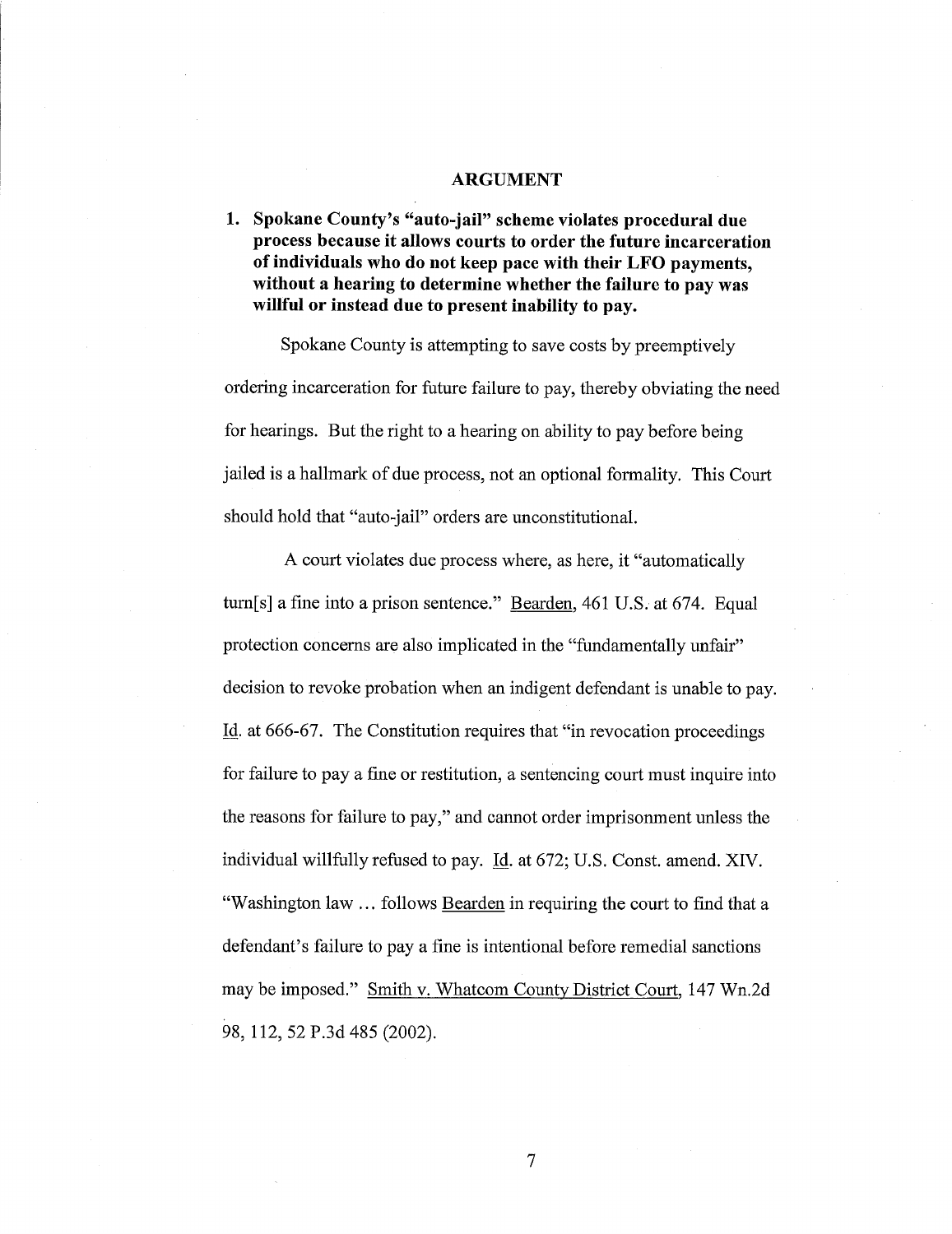## ARGUMENT

**1. Spokane County's "auto-jail" scheme violates procedural due process because it allows courts to order the future incarceration of individuals who do not keep pace with their LFO payments, without a hearing to determine whether the failure to pay was willful or instead due to present inability to pay.**

Spokane County is attempting to save costs by preemptively ordering incarceration for future failure to pay, thereby obviating the need for hearings. But the right to a hearing on ability to pay before being jailed is a hallmark of due process, not an optional formality. This Court should hold that "auto-jail" orders are unconstitutional.

A court violates due process where, as here, it "automatically turn[s] a fine into a prison sentence." Bearden, 461 U.S. at 674. Equal protection concerns are also implicated in the "fundamentally unfair" decision to revoke probation when an indigent defendant is unable to pay. Id. at 666-67. The Constitution requires that "in revocation proceedings for failure to pay a fine or restitution, a sentencing court must inquire into the reasons for failure to pay," and cannot order imprisonment unless the individual willfully refused to pay. Id. at 672; U.S. Const. amend. XIV. "Washington law ... follows Bearden in requiring the court to find that a defendant's failure to pay a fine is intentional before remedial sanctions may be imposed." Smith v. Whatcom County District Court, 147 Wn.2d 98, 112, 52 P.3d 485 (2002).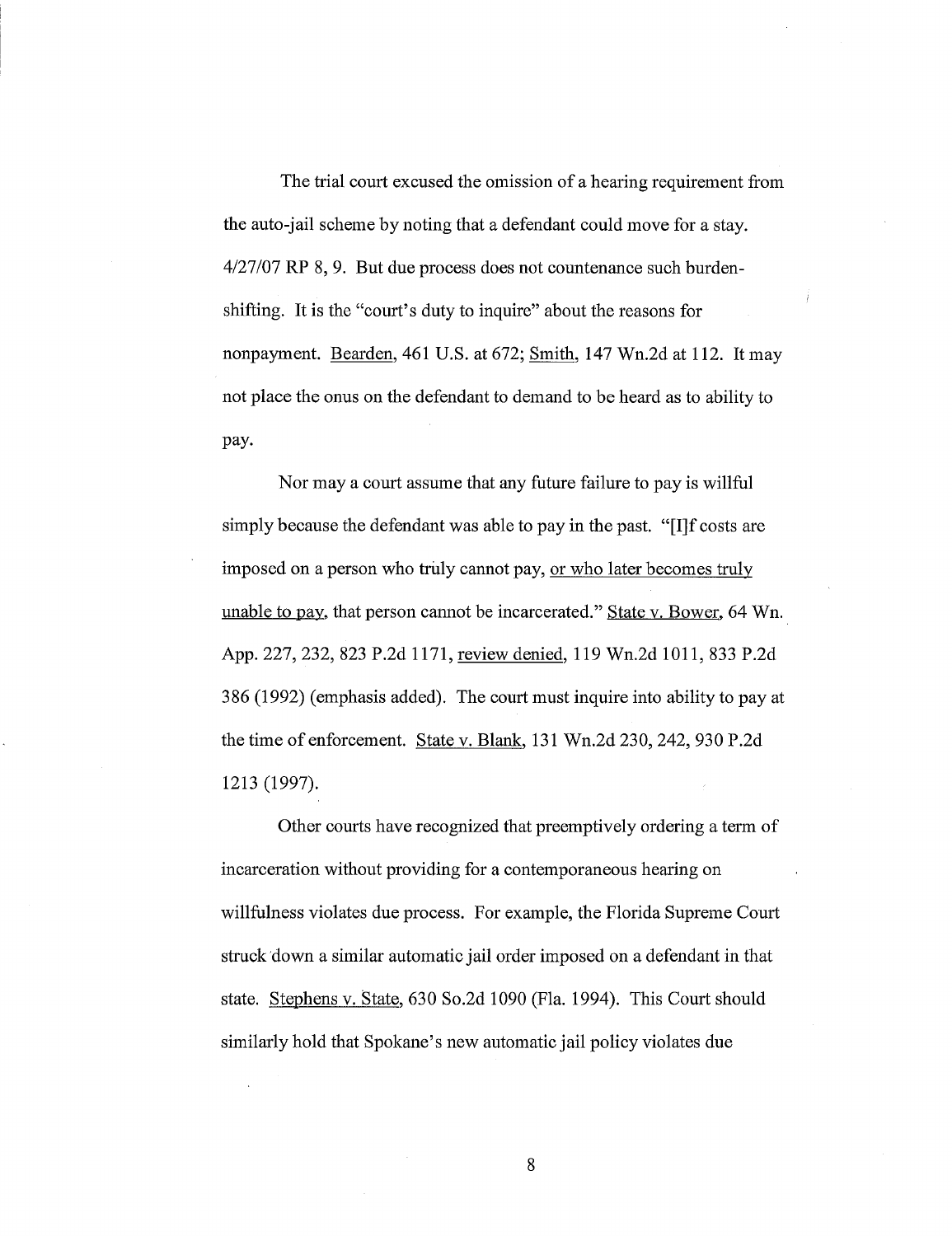The trial court excused the omission of a hearing requirement from the auto-jail scheme by noting that a defendant could move for a stay. 4/27/07 RP 8, 9. But due process does not countenance such burden-shifting. It is the "court's duty to inquire" about the reasons for nonpayment. Bearden, 461 U.S. at 672; Smith, 147 Wn.2d at 112. It may not place the onus on the defendant to demand to be heard as to ability to pay.

Nor may a court assume that any future failure to pay is willful simply because the defendant was able to pay in the past. "[I]f costs are imposed on a person who truly cannot pay, or who later becomes truly unable to pay, that person cannot be incarcerated." State v. Bower, 64 Wn. App. 227, 232, 823 P.2d 1171, review denied, 119 Wn.2d 1011, 833 P.2d 386 (1992) (emphasis added). The court must inquire into ability to pay at the time of enforcement. State v. Blank, 131 Wn.2d 230, 242, 930 P.2d 1213 (1997).

Other courts have recognized that preemptively ordering a term of incarceration without providing for a contemporaneous hearing on willfulness violates due process. For example, the Florida Supreme Court struck down a similar automatic jail order imposed on a defendant in that state. Stephens v. State, 630 So.2d 1090 (Fla. 1994). This Court should similarly hold that Spokane's new automatic jail policy violates due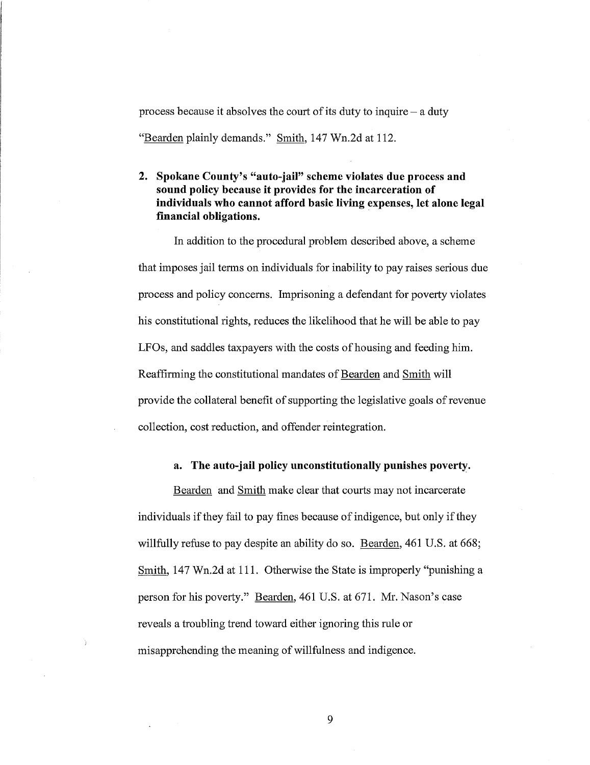process because it absolves the court of its duty to inquire – a duty "Bearden plainly demands." Smith, 147 Wn.2d at 112.

### 2. Spokane County's "auto-jail" scheme violates due process and sound policy because it provides for the incarceration of individuals who cannot afford basic living expenses, let alone legal financial obligations.

In addition to the procedural problem described above, a scheme that imposes jail terms on individuals for inability to pay raises serious due process and policy concerns. Imprisoning a defendant for poverty violates his constitutional rights, reduces the likelihood that he will be able to pay LFOs, and saddles taxpayers with the costs of housing and feeding him. Reaffirming the constitutional mandates of Bearden and Smith will provide the collateral benefit of supporting the legislative goals of revenue collection, cost reduction, and offender reintegration.

#### a. The auto-jail policy unconstitutionally punishes poverty.

Bearden and Smith make clear that courts may not incarcerate individuals if they fail to pay fines because of indigence, but only if they willfully refuse to pay despite an ability do so. Bearden, 461 U.S. at 668; Smith, 147 Wn.2d at 111. Otherwise the State is improperly "punishing a person for his poverty." Bearden, 461 U.S. at 671. Mr. Nason's case reveals a troubling trend toward either ignoring this rule or misapprehending the meaning of willfulness and indigence.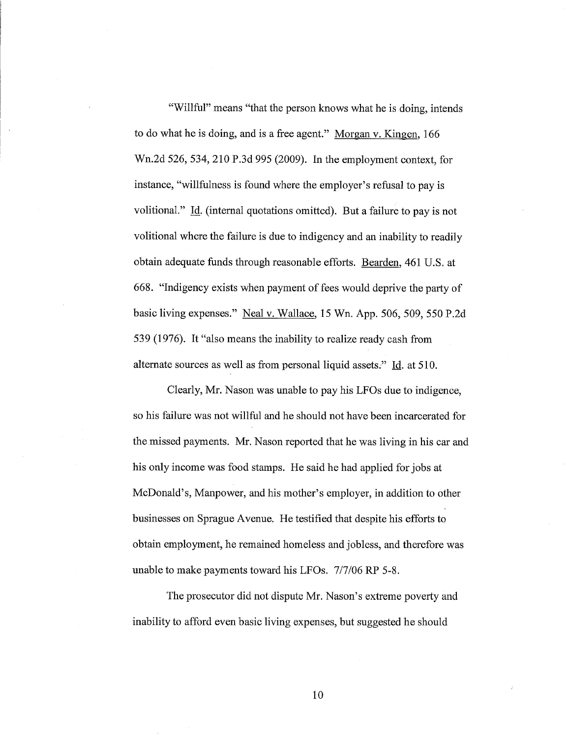"Willful" means "that the person knows what he is doing, intends to do what he is doing, and is a free agent." Morgan v. Kingen, 166 Wn.2d 526, 534, 210 P.3d 995 (2009). In the employment context, for instance, "willfulness is found where the employer's refusal to pay is volitional." Id. (internal quotations omitted). But a failure to pay is not volitional where the failure is due to indigency and an inability to readily obtain adequate funds through reasonable efforts. Bearden, 461 U.S. at 668. "Indigency exists when payment of fees would deprive the party of basic living expenses." Neal v. Wallace, 15 Wn. App. 506, 509, 550 P.2d 539 (1976). It "also means the inability to realize ready cash from alternate sources as well as from personal liquid assets." Id. at 510.

Clearly, Mr. Nason was unable to pay his LFOs due to indigence, so his failure was not willful and he should not have been incarcerated for the missed payments. Mr. Nason reported that he was living in his car and his only income was food stamps. He said he had applied for jobs at McDonald's, Manpower, and his mother's employer, in addition to other businesses on Sprague Avenue. He testified that despite his efforts to obtain employment, he remained homeless and jobless, and therefore was unable to make payments toward his LFOs. 7/7/06 RP 5-8.

The prosecutor did not dispute Mr. Nason's extreme poverty and inability to afford even basic living expenses, but suggested he should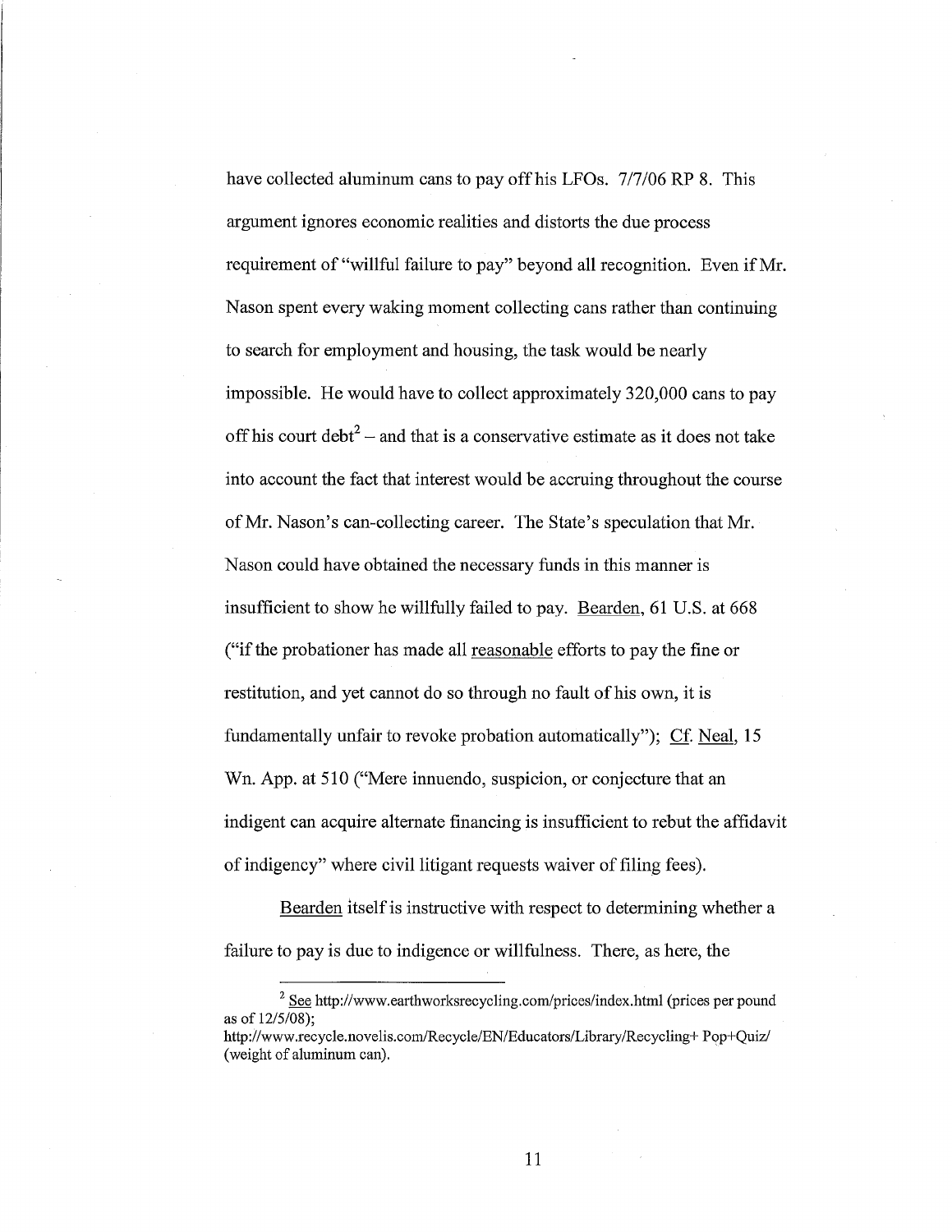have collected aluminum cans to pay off his LFOs. 7/7/06 RP 8. This argument ignores economic realities and distorts the due process requirement of "willful failure to pay" beyond all recognition. Even if Mr. Nason spent every waking moment collecting cans rather than continuing to search for employment and housing, the task would be nearly impossible. He would have to collect approximately 320,000 cans to pay off his court debt[2] – and that is a conservative estimate as it does not take into account the fact that interest would be accruing throughout the course of Mr. Nason's can-collecting career. The State's speculation that Mr. Nason could have obtained the necessary funds in this manner is insufficient to show he willfully failed to pay. Bearden, 61 U.S. at 668 ("if the probationer has made all reasonable efforts to pay the fine or restitution, and yet cannot do so through no fault of his own, it is fundamentally unfair to revoke probation automatically"); Cf. Neal, 15 Wn. App. at 510 ("Mere innuendo, suspicion, or conjecture that an indigent can acquire alternate financing is insufficient to rebut the affidavit of indigency" where civil litigant requests waiver of filing fees).

Bearden itself is instructive with respect to determining whether a failure to pay is due to indigence or willfulness. There, as here, the

---

[2] See http://www.earthworksrecycling.com/prices/index.html (prices per pound as of 12/5/08); http://www.recycle.novelis.com/Recycle/EN/Educators/Library/Recycling+ Pop+Quiz/ (weight of aluminum can).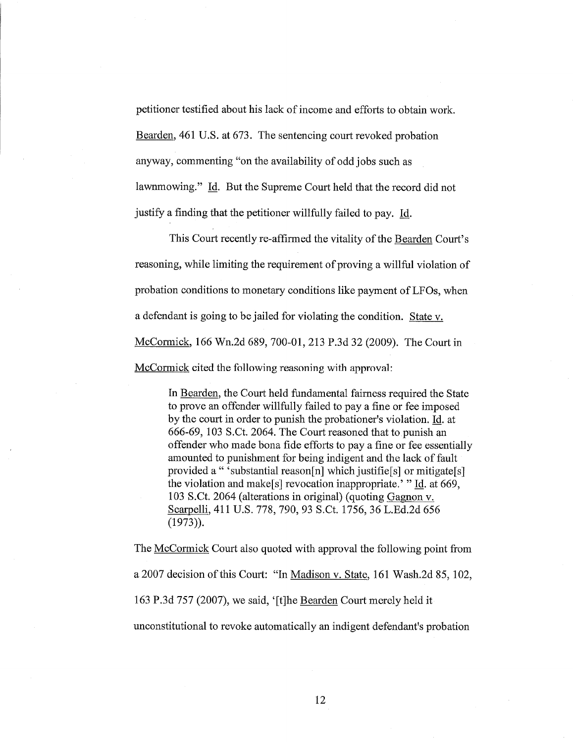petitioner testified about his lack of income and efforts to obtain work. Bearden, 461 U.S. at 673. The sentencing court revoked probation anyway, commenting "on the availability of odd jobs such as lawnmowing." Id. But the Supreme Court held that the record did not justify a finding that the petitioner willfully failed to pay. Id.

This Court recently re-affirmed the vitality of the Bearden Court's reasoning, while limiting the requirement of proving a willful violation of probation conditions to monetary conditions like payment of LFOs, when a defendant is going to be jailed for violating the condition. State v. McCormick, 166 Wn.2d 689, 700-01, 213 P.3d 32 (2009). The Court in McCormick cited the following reasoning with approval:

> In Bearden, the Court held fundamental fairness required the State to prove an offender willfully failed to pay a fine or fee imposed by the court in order to punish the probationer's violation. Id. at 666-69, 103 S.Ct. 2064. The Court reasoned that to punish an offender who made bona fide efforts to pay a fine or fee essentially amounted to punishment for being indigent and the lack of fault provided a " 'substantial reason[n] which justifie[s] or mitigate[s] the violation and make[s] revocation inappropriate.' " Id. at 669, 103 S.Ct. 2064 (alterations in original) (quoting Gagnon v. Scarpelli, 411 U.S. 778, 790, 93 S.Ct. 1756, 36 L.Ed.2d 656 (1973)).

The McCormick Court also quoted with approval the following point from a 2007 decision of this Court: "In Madison v. State, 161 Wash.2d 85, 102, 163 P.3d 757 (2007), we said, '[t]he Bearden Court merely held it unconstitutional to revoke automatically an indigent defendant's probation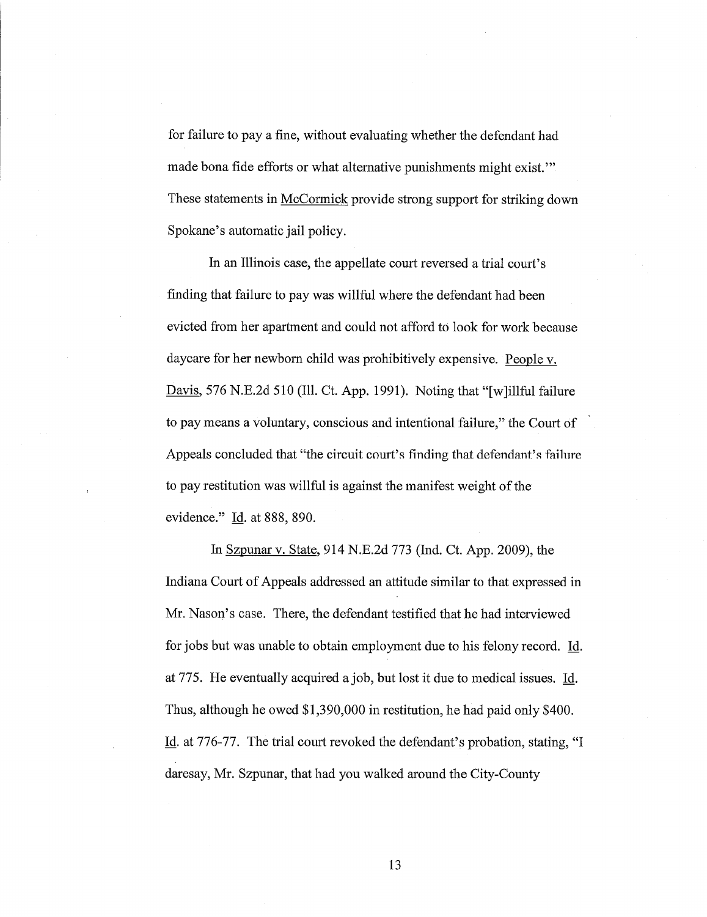for failure to pay a fine, without evaluating whether the defendant had made bona fide efforts or what alternative punishments might exist.'" These statements in McCormick provide strong support for striking down Spokane's automatic jail policy.

In an Illinois case, the appellate court reversed a trial court's finding that failure to pay was willful where the defendant had been evicted from her apartment and could not afford to look for work because daycare for her newborn child was prohibitively expensive. People v. Davis, 576 N.E.2d 510 (Ill. Ct. App. 1991). Noting that "[w]illful failure to pay means a voluntary, conscious and intentional failure," the Court of Appeals concluded that "the circuit court's finding that defendant's failure to pay restitution was willful is against the manifest weight of the evidence." Id. at 888, 890.

In Szpunar v. State, 914 N.E.2d 773 (Ind. Ct. App. 2009), the Indiana Court of Appeals addressed an attitude similar to that expressed in Mr. Nason's case. There, the defendant testified that he had interviewed for jobs but was unable to obtain employment due to his felony record. Id. at 775. He eventually acquired a job, but lost it due to medical issues. Id. Thus, although he owed $1,390,000 in restitution, he had paid only $400. Id. at 776-77. The trial court revoked the defendant's probation, stating, "I daresay, Mr. Szpunar, that had you walked around the City-County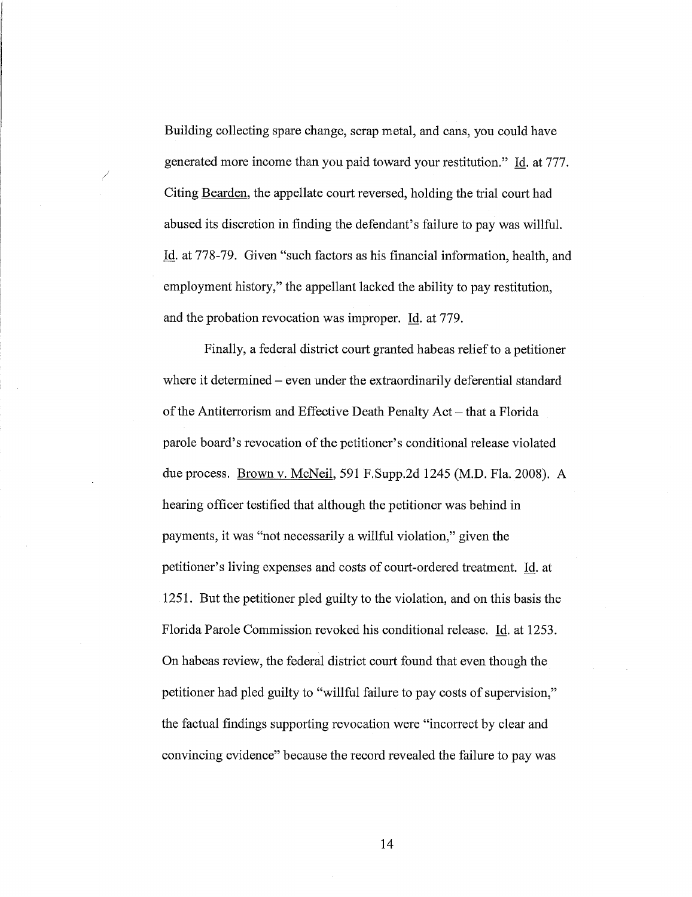Building collecting spare change, scrap metal, and cans, you could have generated more income than you paid toward your restitution." Id. at 777. Citing Bearden, the appellate court reversed, holding the trial court had abused its discretion in finding the defendant's failure to pay was willful. Id. at 778-79. Given "such factors as his financial information, health, and employment history," the appellant lacked the ability to pay restitution, and the probation revocation was improper. Id. at 779.

Finally, a federal district court granted habeas relief to a petitioner where it determined – even under the extraordinarily deferential standard of the Antiterrorism and Effective Death Penalty Act – that a Florida parole board's revocation of the petitioner's conditional release violated due process. Brown v. McNeil, 591 F.Supp.2d 1245 (M.D. Fla. 2008). A hearing officer testified that although the petitioner was behind in payments, it was "not necessarily a willful violation," given the petitioner's living expenses and costs of court-ordered treatment. Id. at 1251. But the petitioner pled guilty to the violation, and on this basis the Florida Parole Commission revoked his conditional release. Id. at 1253. On habeas review, the federal district court found that even though the petitioner had pled guilty to "willful failure to pay costs of supervision," the factual findings supporting revocation were "incorrect by clear and convincing evidence" because the record revealed the failure to pay was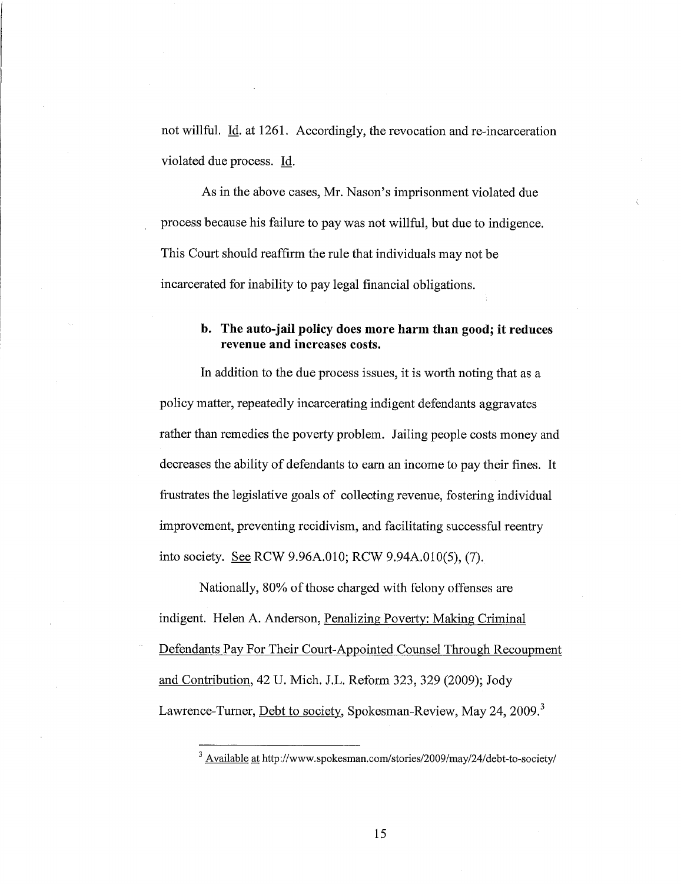not willful. Id. at 1261. Accordingly, the revocation and re-incarceration violated due process. Id.

As in the above cases, Mr. Nason's imprisonment violated due process because his failure to pay was not willful, but due to indigence. This Court should reaffirm the rule that individuals may not be incarcerated for inability to pay legal financial obligations.

**b. The auto-jail policy does more harm than good; it reduces revenue and increases costs.**

In addition to the due process issues, it is worth noting that as a policy matter, repeatedly incarcerating indigent defendants aggravates rather than remedies the poverty problem. Jailing people costs money and decreases the ability of defendants to earn an income to pay their fines. It frustrates the legislative goals of collecting revenue, fostering individual improvement, preventing recidivism, and facilitating successful reentry into society. See RCW 9.96A.010; RCW 9.94A.010(5), (7).

Nationally, 80% of those charged with felony offenses are indigent. Helen A. Anderson, Penalizing Poverty: Making Criminal Defendants Pay For Their Court-Appointed Counsel Through Recoupment and Contribution, 42 U. Mich. J.L. Reform 323, 329 (2009); Jody Lawrence-Turner, Debt to society, Spokesman-Review, May 24, 2009.[3]

[3] Available at http://www.spokesman.com/stories/2009/may/24/debt-to-society/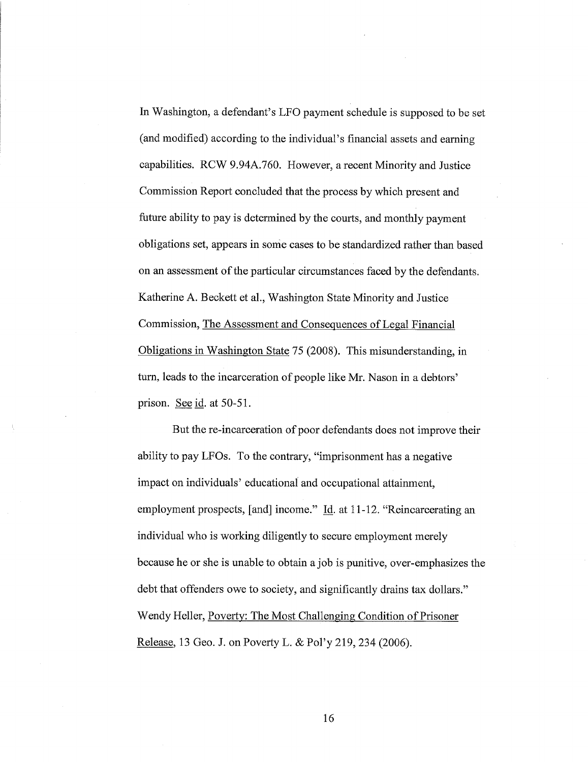In Washington, a defendant's LFO payment schedule is supposed to be set (and modified) according to the individual's financial assets and earning capabilities. RCW 9.94A.760. However, a recent Minority and Justice Commission Report concluded that the process by which present and future ability to pay is determined by the courts, and monthly payment obligations set, appears in some cases to be standardized rather than based on an assessment of the particular circumstances faced by the defendants. Katherine A. Beckett et al., Washington State Minority and Justice Commission, The Assessment and Consequences of Legal Financial Obligations in Washington State 75 (2008). This misunderstanding, in turn, leads to the incarceration of people like Mr. Nason in a debtors' prison. See id. at 50-51.

But the re-incarceration of poor defendants does not improve their ability to pay LFOs. To the contrary, "imprisonment has a negative impact on individuals' educational and occupational attainment, employment prospects, [and] income." Id. at 11-12. "Reincarcerating an individual who is working diligently to secure employment merely because he or she is unable to obtain a job is punitive, over-emphasizes the debt that offenders owe to society, and significantly drains tax dollars." Wendy Heller, Poverty: The Most Challenging Condition of Prisoner Release, 13 Geo. J. on Poverty L. & Pol'y 219, 234 (2006).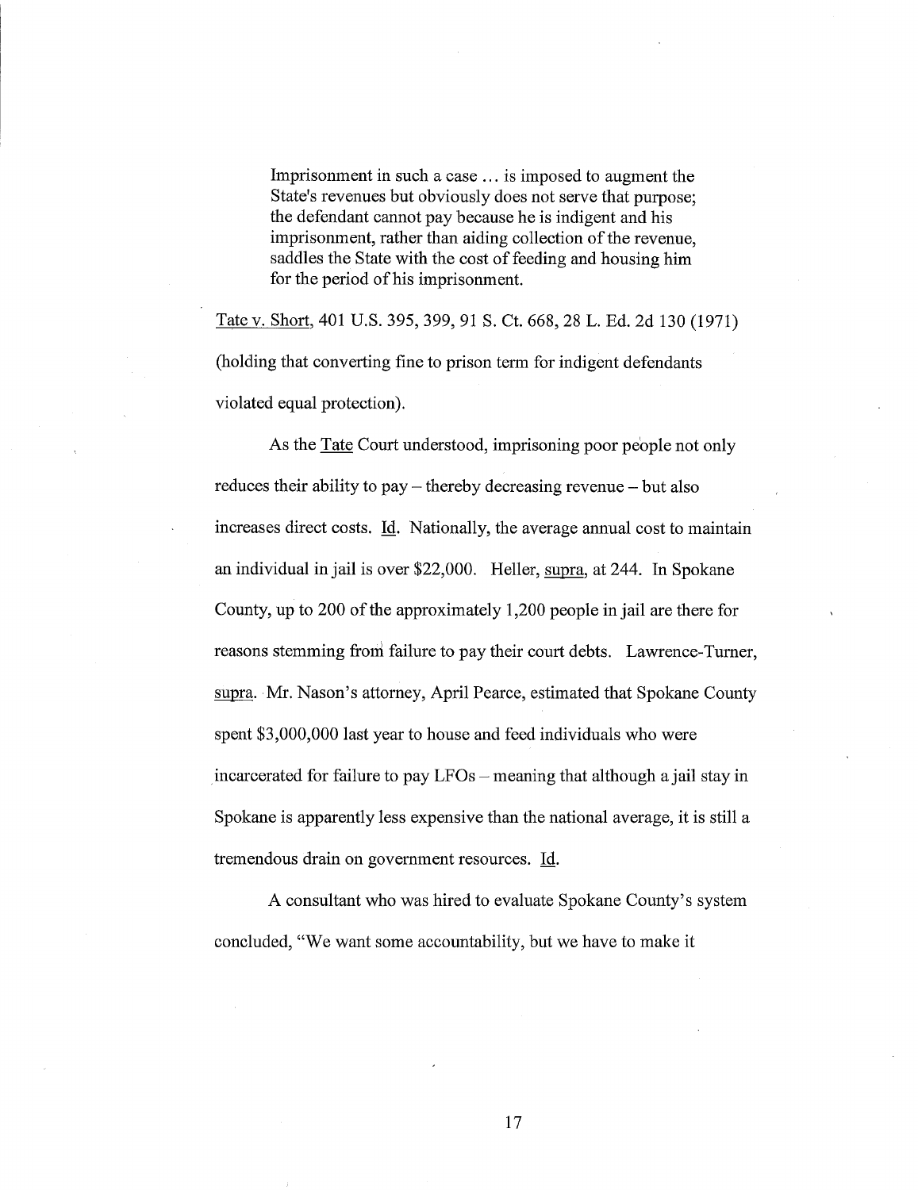> Imprisonment in such a case ... is imposed to augment the State's revenues but obviously does not serve that purpose; the defendant cannot pay because he is indigent and his imprisonment, rather than aiding collection of the revenue, saddles the State with the cost of feeding and housing him for the period of his imprisonment.

Tate v. Short, 401 U.S. 395, 399, 91 S. Ct. 668, 28 L. Ed. 2d 130 (1971) (holding that converting fine to prison term for indigent defendants violated equal protection).

As the Tate Court understood, imprisoning poor people not only reduces their ability to pay – thereby decreasing revenue – but also increases direct costs. Id. Nationally, the average annual cost to maintain an individual in jail is over $22,000. Heller, supra, at 244. In Spokane County, up to 200 of the approximately 1,200 people in jail are there for reasons stemming from failure to pay their court debts. Lawrence-Turner, supra. Mr. Nason's attorney, April Pearce, estimated that Spokane County spent $3,000,000 last year to house and feed individuals who were incarcerated for failure to pay LFOs – meaning that although a jail stay in Spokane is apparently less expensive than the national average, it is still a tremendous drain on government resources. Id.

A consultant who was hired to evaluate Spokane County's system concluded, "We want some accountability, but we have to make it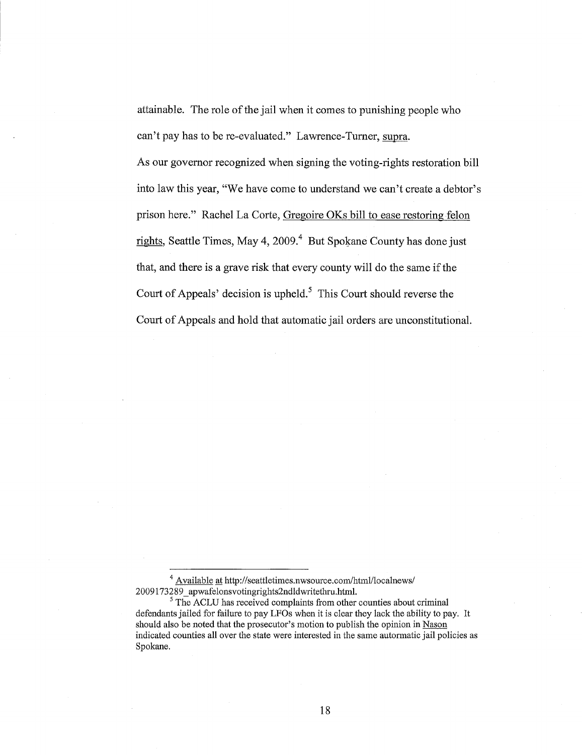attainable. The role of the jail when it comes to punishing people who can't pay has to be re-evaluated." Lawrence-Turner, supra.

As our governor recognized when signing the voting-rights restoration bill into law this year, "We have come to understand we can't create a debtor's prison here." Rachel La Corte, Gregoire OKs bill to ease restoring felon rights, Seattle Times, May 4, 2009.[4] But Spokane County has done just that, and there is a grave risk that every county will do the same if the Court of Appeals' decision is upheld.[5] This Court should reverse the Court of Appeals and hold that automatic jail orders are unconstitutional.

---

[4] Available at http://seattletimes.nwsource.com/html/localnews/2009173289_apwafelonsvotingrights2ndldwritethru.html.

[5] The ACLU has received complaints from other counties about criminal defendants jailed for failure to pay LFOs when it is clear they lack the ability to pay. It should also be noted that the prosecutor's motion to publish the opinion in Nason indicated counties all over the state were interested in the same autormatic jail policies as Spokane.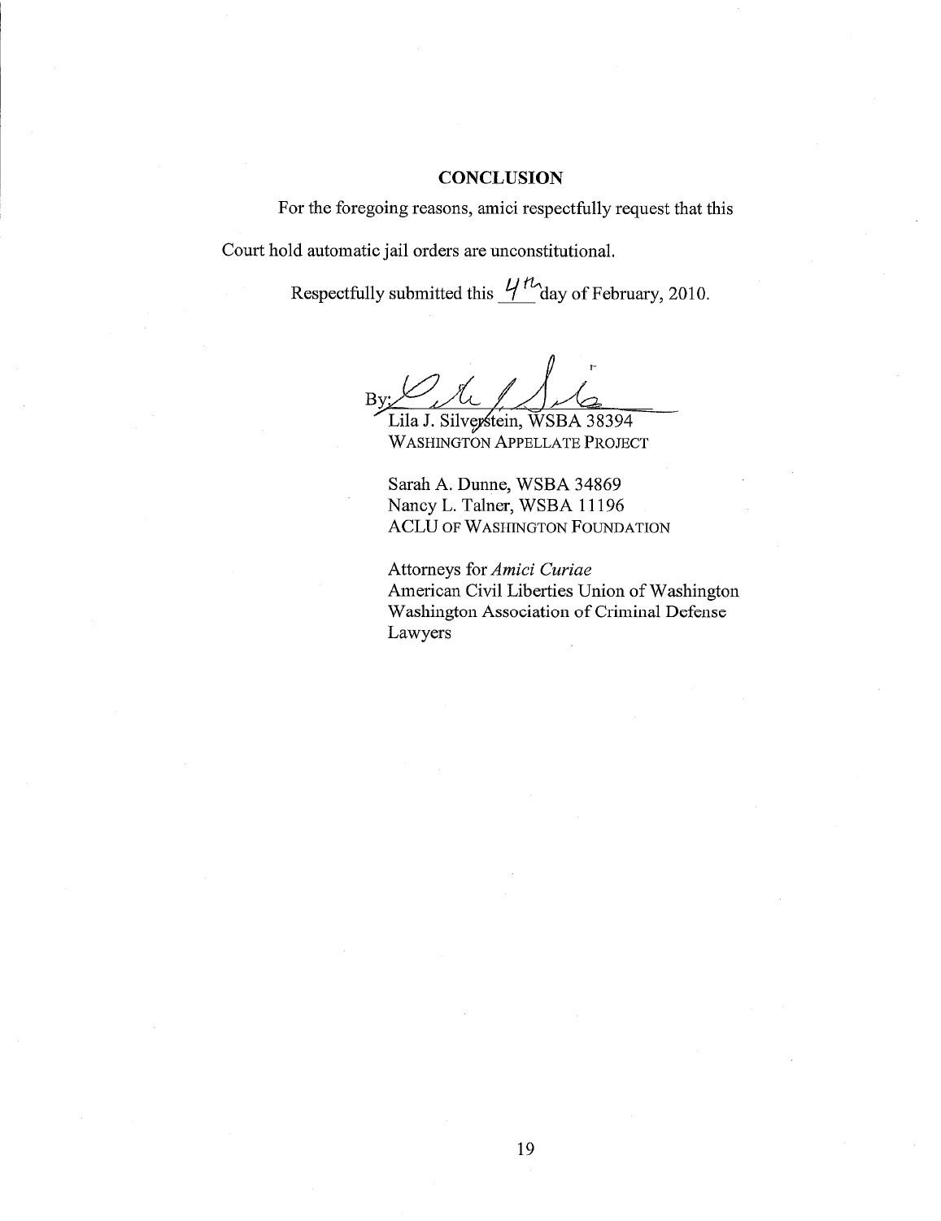## CONCLUSION

For the foregoing reasons, amici respectfully request that this Court hold automatic jail orders are unconstitutional.

Respectfully submitted this 4th day of February, 2010.

By: [signature]
Lila J. Silverstein, WSBA 38394
WASHINGTON APPELLATE PROJECT

Sarah A. Dunne, WSBA 34869
Nancy L. Talner, WSBA 11196
ACLU OF WASHINGTON FOUNDATION

Attorneys for *Amici Curiae*
American Civil Liberties Union of Washington
Washington Association of Criminal Defense Lawyers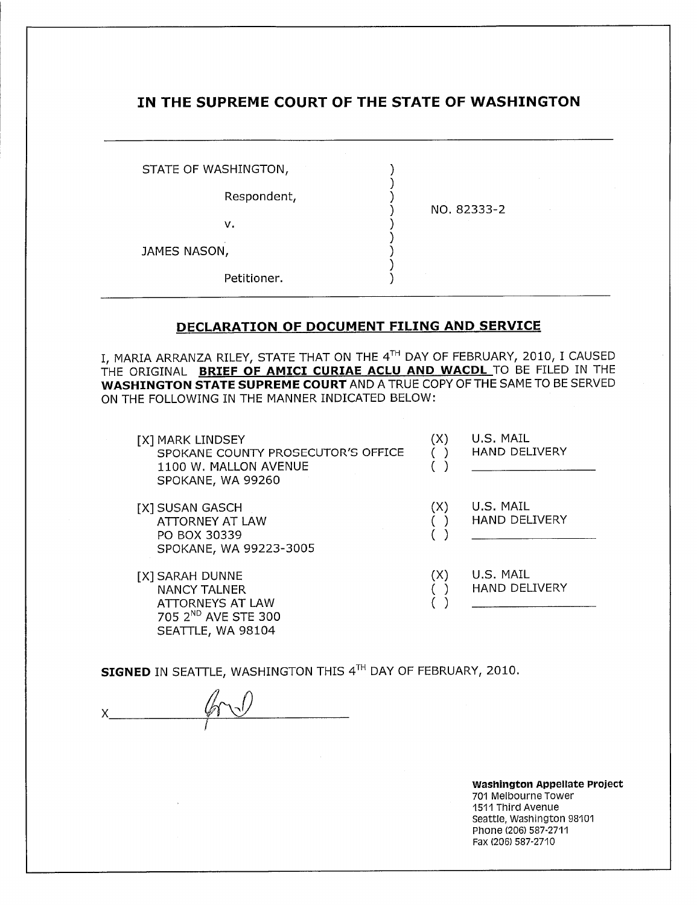# IN THE SUPREME COURT OF THE STATE OF WASHINGTON

| | | |
|---|---|---|
| STATE OF WASHINGTON, | ) | |
| Respondent, | ) | NO. 82333-2 |
| v. | ) | |
| JAMES NASON, | ) | |
| Petitioner. | ) | |

## DECLARATION OF DOCUMENT FILING AND SERVICE

I, MARIA ARRANZA RILEY, STATE THAT ON THE 4TH DAY OF FEBRUARY, 2010, I CAUSED THE ORIGINAL **BRIEF OF AMICI CURIAE ACLU AND WACDL** TO BE FILED IN THE **WASHINGTON STATE SUPREME COURT** AND A TRUE COPY OF THE SAME TO BE SERVED ON THE FOLLOWING IN THE MANNER INDICATED BELOW:

| | | |
|---|---|---|
| [X] MARK LINDSEY<br>SPOKANE COUNTY PROSECUTOR'S OFFICE<br>1100 W. MALLON AVENUE<br>SPOKANE, WA 99260 | (X)<br>( )<br>( ) | U.S. MAIL<br>HAND DELIVERY<br>\_\_\_\_\_\_\_\_\_\_\_\_\_\_\_ |
| [X] SUSAN GASCH<br>ATTORNEY AT LAW<br>PO BOX 30339<br>SPOKANE, WA 99223-3005 | (X)<br>( )<br>( ) | U.S. MAIL<br>HAND DELIVERY<br>\_\_\_\_\_\_\_\_\_\_\_\_\_\_\_ |
| [X] SARAH DUNNE<br>NANCY TALNER<br>ATTORNEYS AT LAW<br>705 2ND AVE STE 300<br>SEATTLE, WA 98104 | (X)<br>( )<br>( ) | U.S. MAIL<br>HAND DELIVERY<br>\_\_\_\_\_\_\_\_\_\_\_\_\_\_\_ |

**SIGNED** IN SEATTLE, WASHINGTON THIS 4TH DAY OF FEBRUARY, 2010.

X\_\_\_\_\_\_\_\_\_\_\_\_\_\_\_\_\_\_\_\_\_\_\_\_\_\_\_\_\_\_

**Washington Appellate Project**
701 Melbourne Tower
1511 Third Avenue
Seattle, Washington 98101
Phone (206) 587-2711
Fax (206) 587-2710